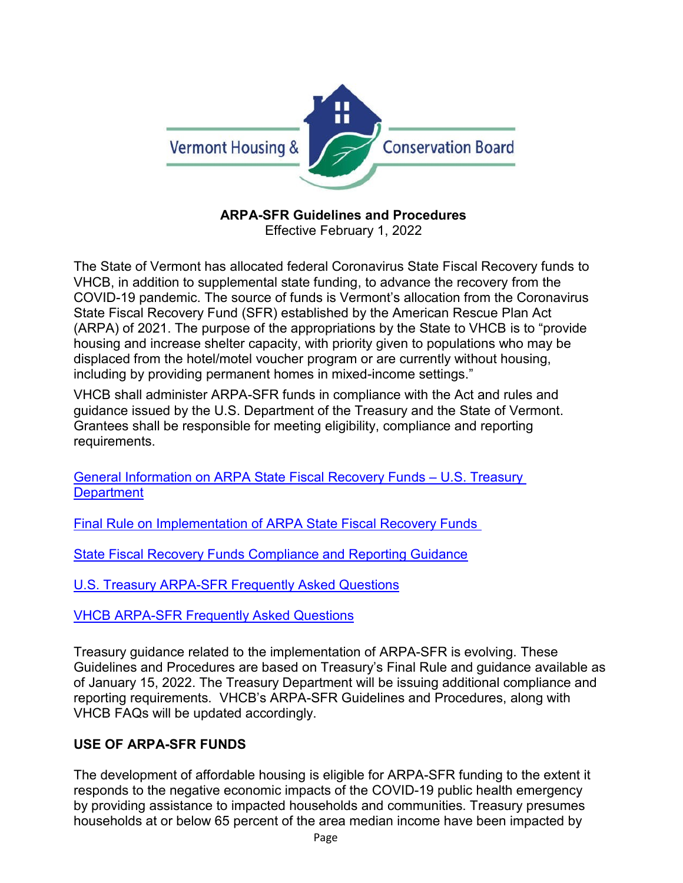Vermont Housing & Conservation Board

**ARPA-SFR Guidelines and Procedures**
Effective February 1, 2022

The State of Vermont has allocated federal Coronavirus State Fiscal Recovery funds to VHCB, in addition to supplemental state funding, to advance the recovery from the COVID-19 pandemic. The source of funds is Vermont's allocation from the Coronavirus State Fiscal Recovery Fund (SFR) established by the American Rescue Plan Act (ARPA) of 2021. The purpose of the appropriations by the State to VHCB is to "provide housing and increase shelter capacity, with priority given to populations who may be displaced from the hotel/motel voucher program or are currently without housing, including by providing permanent homes in mixed-income settings."

VHCB shall administer ARPA-SFR funds in compliance with the Act and rules and guidance issued by the U.S. Department of the Treasury and the State of Vermont. Grantees shall be responsible for meeting eligibility, compliance and reporting requirements.

General Information on ARPA State Fiscal Recovery Funds – U.S. Treasury Department

Final Rule on Implementation of ARPA State Fiscal Recovery Funds

State Fiscal Recovery Funds Compliance and Reporting Guidance

U.S. Treasury ARPA-SFR Frequently Asked Questions

VHCB ARPA-SFR Frequently Asked Questions

Treasury guidance related to the implementation of ARPA-SFR is evolving. These Guidelines and Procedures are based on Treasury's Final Rule and guidance available as of January 15, 2022. The Treasury Department will be issuing additional compliance and reporting requirements. VHCB's ARPA-SFR Guidelines and Procedures, along with VHCB FAQs will be updated accordingly.

## USE OF ARPA-SFR FUNDS

The development of affordable housing is eligible for ARPA-SFR funding to the extent it responds to the negative economic impacts of the COVID-19 public health emergency by providing assistance to impacted households and communities. Treasury presumes households at or below 65 percent of the area median income have been impacted by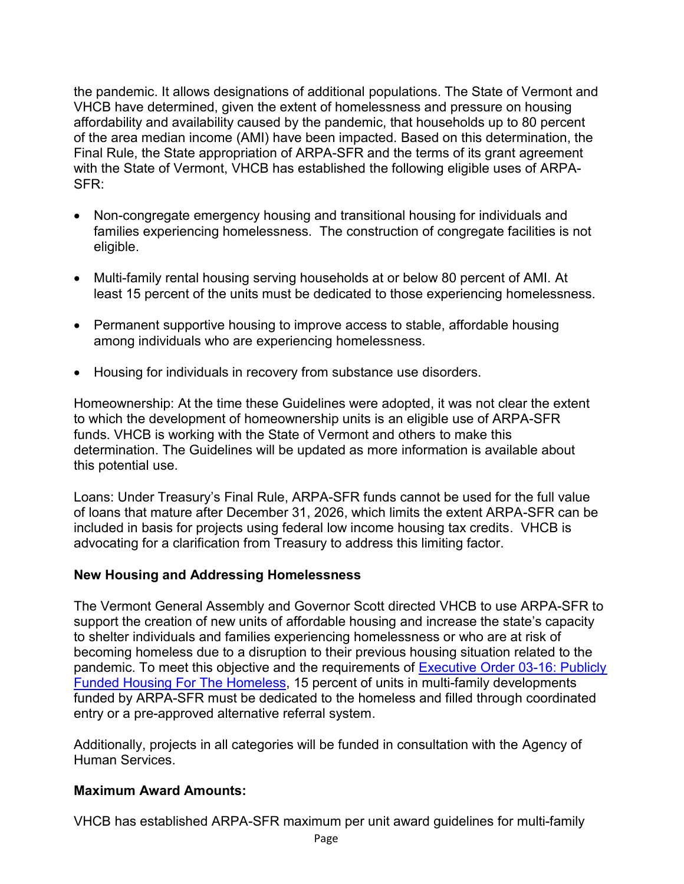the pandemic. It allows designations of additional populations. The State of Vermont and VHCB have determined, given the extent of homelessness and pressure on housing affordability and availability caused by the pandemic, that households up to 80 percent of the area median income (AMI) have been impacted. Based on this determination, the Final Rule, the State appropriation of ARPA-SFR and the terms of its grant agreement with the State of Vermont, VHCB has established the following eligible uses of ARPA-SFR:

- Non-congregate emergency housing and transitional housing for individuals and families experiencing homelessness. The construction of congregate facilities is not eligible.
- Multi-family rental housing serving households at or below 80 percent of AMI. At least 15 percent of the units must be dedicated to those experiencing homelessness.
- Permanent supportive housing to improve access to stable, affordable housing among individuals who are experiencing homelessness.
- Housing for individuals in recovery from substance use disorders.

Homeownership: At the time these Guidelines were adopted, it was not clear the extent to which the development of homeownership units is an eligible use of ARPA-SFR funds. VHCB is working with the State of Vermont and others to make this determination. The Guidelines will be updated as more information is available about this potential use.

Loans: Under Treasury's Final Rule, ARPA-SFR funds cannot be used for the full value of loans that mature after December 31, 2026, which limits the extent ARPA-SFR can be included in basis for projects using federal low income housing tax credits. VHCB is advocating for a clarification from Treasury to address this limiting factor.

**New Housing and Addressing Homelessness**

The Vermont General Assembly and Governor Scott directed VHCB to use ARPA-SFR to support the creation of new units of affordable housing and increase the state's capacity to shelter individuals and families experiencing homelessness or who are at risk of becoming homeless due to a disruption to their previous housing situation related to the pandemic. To meet this objective and the requirements of Executive Order 03-16: Publicly Funded Housing For The Homeless, 15 percent of units in multi-family developments funded by ARPA-SFR must be dedicated to the homeless and filled through coordinated entry or a pre-approved alternative referral system.

Additionally, projects in all categories will be funded in consultation with the Agency of Human Services.

**Maximum Award Amounts:**

VHCB has established ARPA-SFR maximum per unit award guidelines for multi-family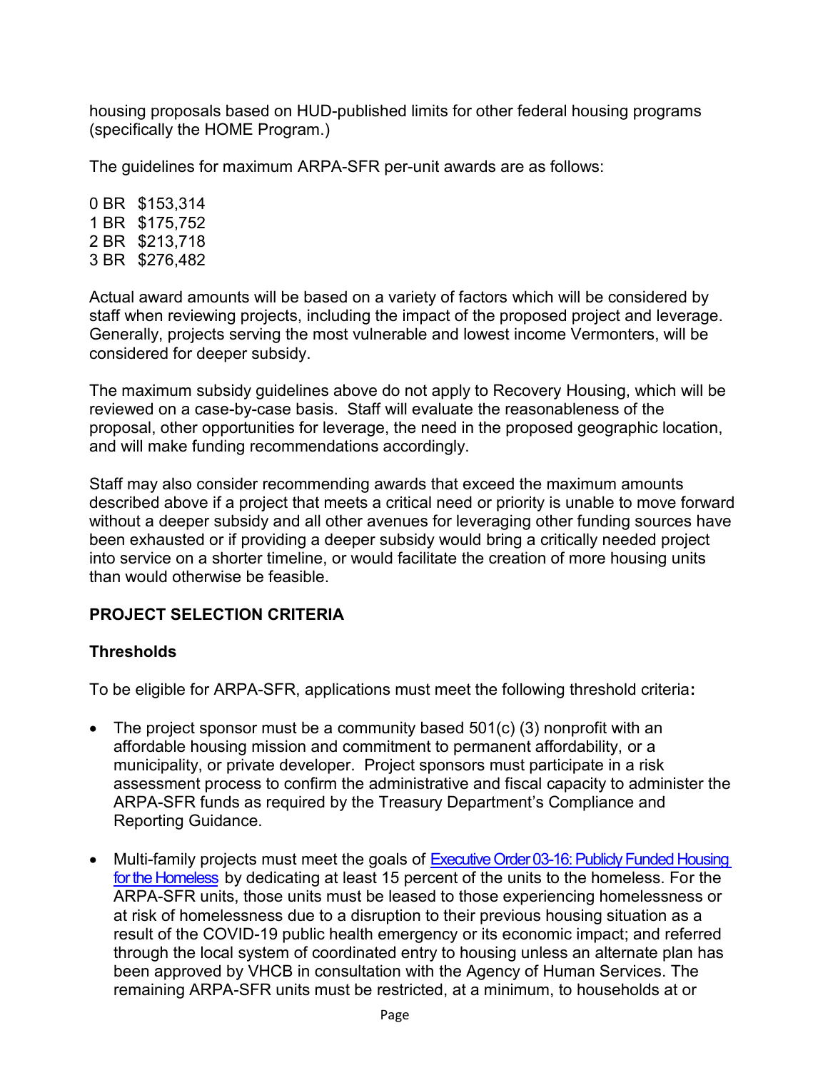housing proposals based on HUD-published limits for other federal housing programs (specifically the HOME Program.)

The guidelines for maximum ARPA-SFR per-unit awards are as follows:

0 BR $153,314
1 BR $175,752
2 BR $213,718
3 BR $276,482

Actual award amounts will be based on a variety of factors which will be considered by staff when reviewing projects, including the impact of the proposed project and leverage. Generally, projects serving the most vulnerable and lowest income Vermonters, will be considered for deeper subsidy.

The maximum subsidy guidelines above do not apply to Recovery Housing, which will be reviewed on a case-by-case basis. Staff will evaluate the reasonableness of the proposal, other opportunities for leverage, the need in the proposed geographic location, and will make funding recommendations accordingly.

Staff may also consider recommending awards that exceed the maximum amounts described above if a project that meets a critical need or priority is unable to move forward without a deeper subsidy and all other avenues for leveraging other funding sources have been exhausted or if providing a deeper subsidy would bring a critically needed project into service on a shorter timeline, or would facilitate the creation of more housing units than would otherwise be feasible.

## PROJECT SELECTION CRITERIA

### Thresholds

To be eligible for ARPA-SFR, applications must meet the following threshold criteria**:**

- The project sponsor must be a community based 501(c) (3) nonprofit with an affordable housing mission and commitment to permanent affordability, or a municipality, or private developer. Project sponsors must participate in a risk assessment process to confirm the administrative and fiscal capacity to administer the ARPA-SFR funds as required by the Treasury Department's Compliance and Reporting Guidance.
- Multi-family projects must meet the goals of Executive Order 03-16: Publicly Funded Housing for the Homeless by dedicating at least 15 percent of the units to the homeless. For the ARPA-SFR units, those units must be leased to those experiencing homelessness or at risk of homelessness due to a disruption to their previous housing situation as a result of the COVID-19 public health emergency or its economic impact; and referred through the local system of coordinated entry to housing unless an alternate plan has been approved by VHCB in consultation with the Agency of Human Services. The remaining ARPA-SFR units must be restricted, at a minimum, to households at or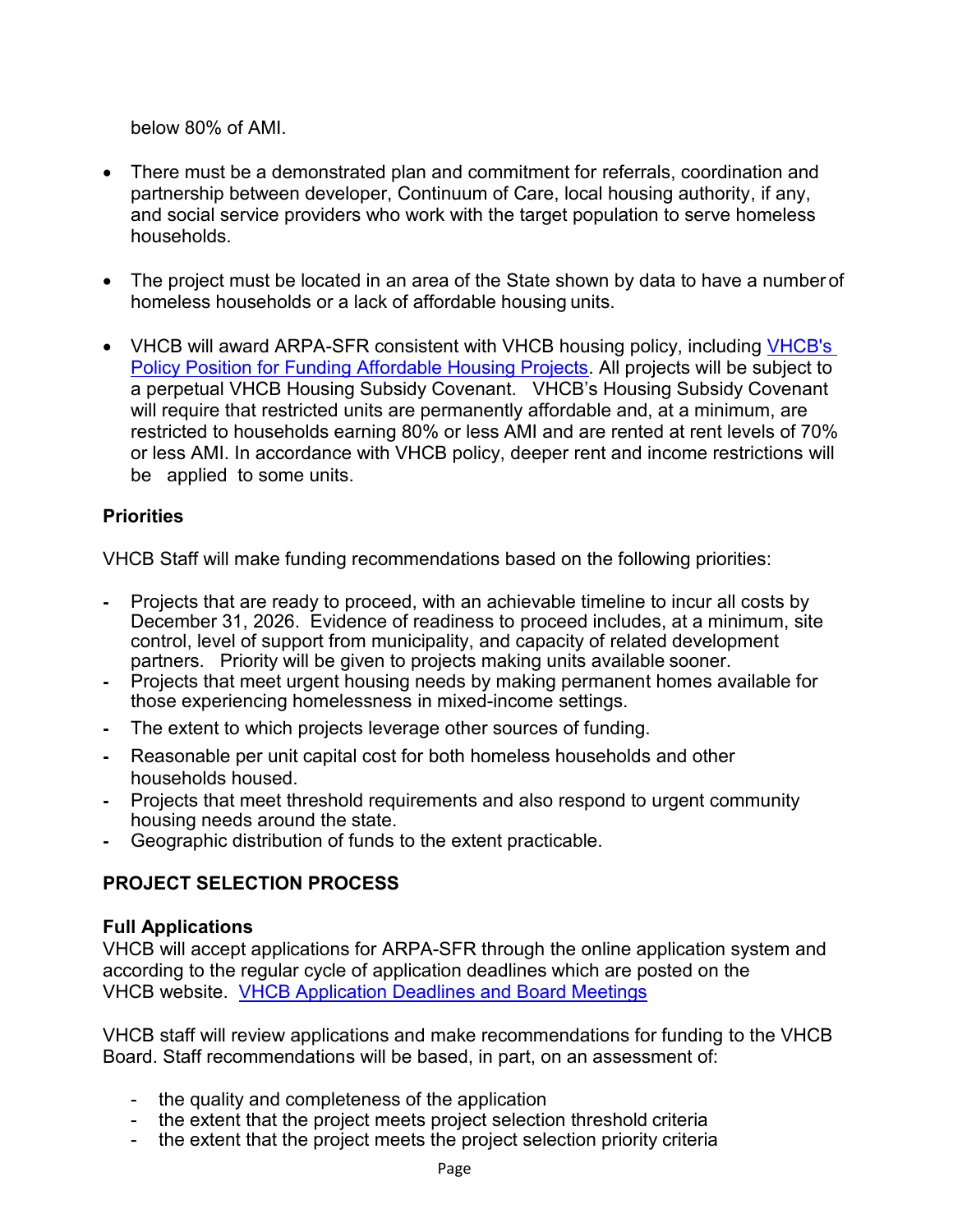below 80% of AMI.

- There must be a demonstrated plan and commitment for referrals, coordination and partnership between developer, Continuum of Care, local housing authority, if any, and social service providers who work with the target population to serve homeless households.

- The project must be located in an area of the State shown by data to have a number of homeless households or a lack of affordable housing units.

- VHCB will award ARPA-SFR consistent with VHCB housing policy, including [VHCB's Policy Position for Funding Affordable Housing Projects](). All projects will be subject to a perpetual VHCB Housing Subsidy Covenant. VHCB's Housing Subsidy Covenant will require that restricted units are permanently affordable and, at a minimum, are restricted to households earning 80% or less AMI and are rented at rent levels of 70% or less AMI. In accordance with VHCB policy, deeper rent and income restrictions will be applied to some units.

**Priorities**

VHCB Staff will make funding recommendations based on the following priorities:

- Projects that are ready to proceed, with an achievable timeline to incur all costs by December 31, 2026. Evidence of readiness to proceed includes, at a minimum, site control, level of support from municipality, and capacity of related development partners. Priority will be given to projects making units available sooner.
- Projects that meet urgent housing needs by making permanent homes available for those experiencing homelessness in mixed-income settings.
- The extent to which projects leverage other sources of funding.
- Reasonable per unit capital cost for both homeless households and other households housed.
- Projects that meet threshold requirements and also respond to urgent community housing needs around the state.
- Geographic distribution of funds to the extent practicable.

## PROJECT SELECTION PROCESS

**Full Applications**

VHCB will accept applications for ARPA-SFR through the online application system and according to the regular cycle of application deadlines which are posted on the VHCB website. [VHCB Application Deadlines and Board Meetings]()

VHCB staff will review applications and make recommendations for funding to the VHCB Board. Staff recommendations will be based, in part, on an assessment of:

- the quality and completeness of the application
- the extent that the project meets project selection threshold criteria
- the extent that the project meets the project selection priority criteria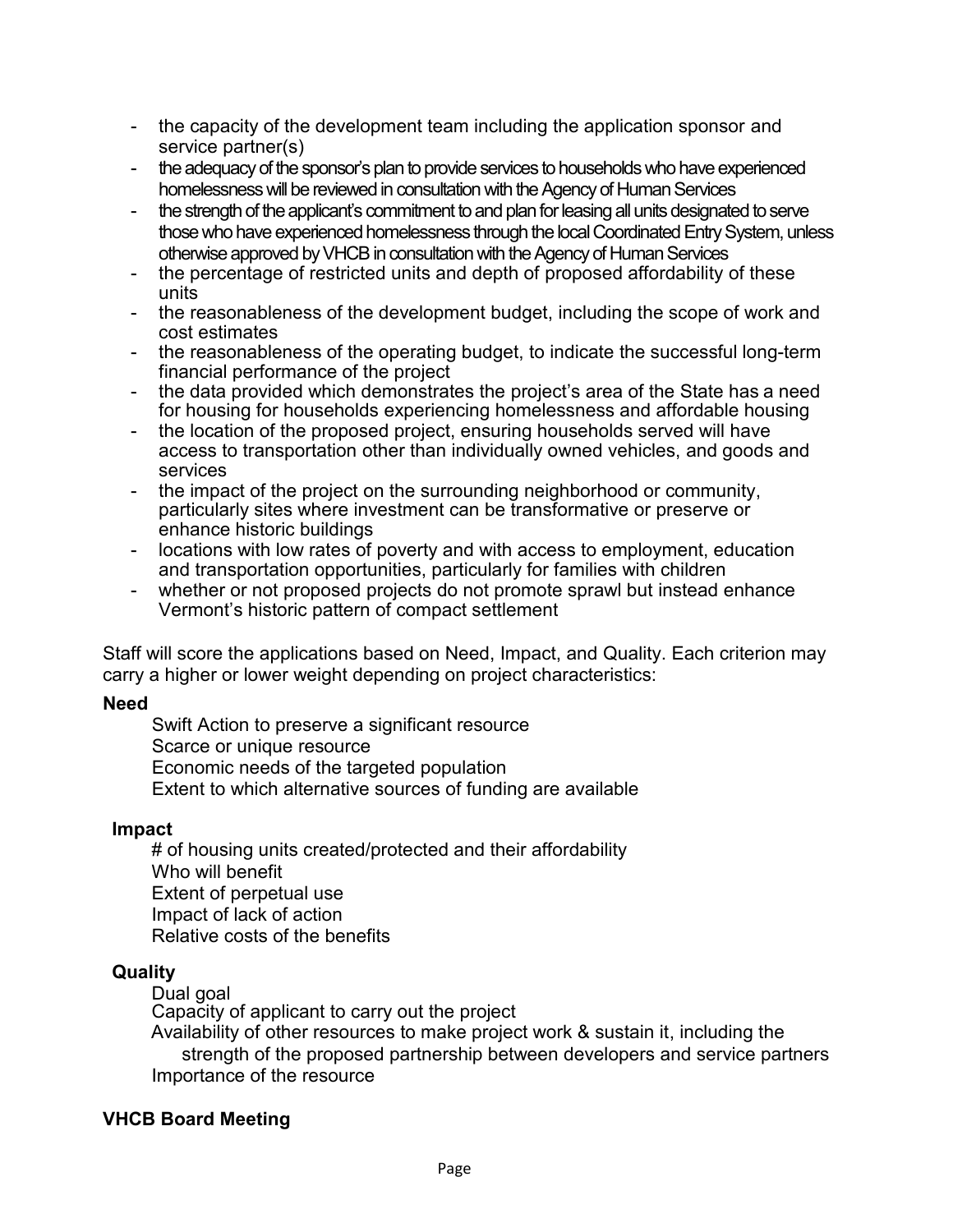- the capacity of the development team including the application sponsor and service partner(s)
- the adequacy of the sponsor's plan to provide services to households who have experienced homelessness will be reviewed in consultation with the Agency of Human Services
- the strength of the applicant's commitment to and plan for leasing all units designated to serve those who have experienced homelessness through the local Coordinated Entry System, unless otherwise approved by VHCB in consultation with the Agency of Human Services
- the percentage of restricted units and depth of proposed affordability of these units
- the reasonableness of the development budget, including the scope of work and cost estimates
- the reasonableness of the operating budget, to indicate the successful long-term financial performance of the project
- the data provided which demonstrates the project's area of the State has a need for housing for households experiencing homelessness and affordable housing
- the location of the proposed project, ensuring households served will have access to transportation other than individually owned vehicles, and goods and services
- the impact of the project on the surrounding neighborhood or community, particularly sites where investment can be transformative or preserve or enhance historic buildings
- locations with low rates of poverty and with access to employment, education and transportation opportunities, particularly for families with children
- whether or not proposed projects do not promote sprawl but instead enhance Vermont's historic pattern of compact settlement

Staff will score the applications based on Need, Impact, and Quality. Each criterion may carry a higher or lower weight depending on project characteristics:

**Need**

Swift Action to preserve a significant resource
Scarce or unique resource
Economic needs of the targeted population
Extent to which alternative sources of funding are available

**Impact**

# of housing units created/protected and their affordability
Who will benefit
Extent of perpetual use
Impact of lack of action
Relative costs of the benefits

**Quality**

Dual goal
Capacity of applicant to carry out the project
Availability of other resources to make project work & sustain it, including the strength of the proposed partnership between developers and service partners
Importance of the resource

**VHCB Board Meeting**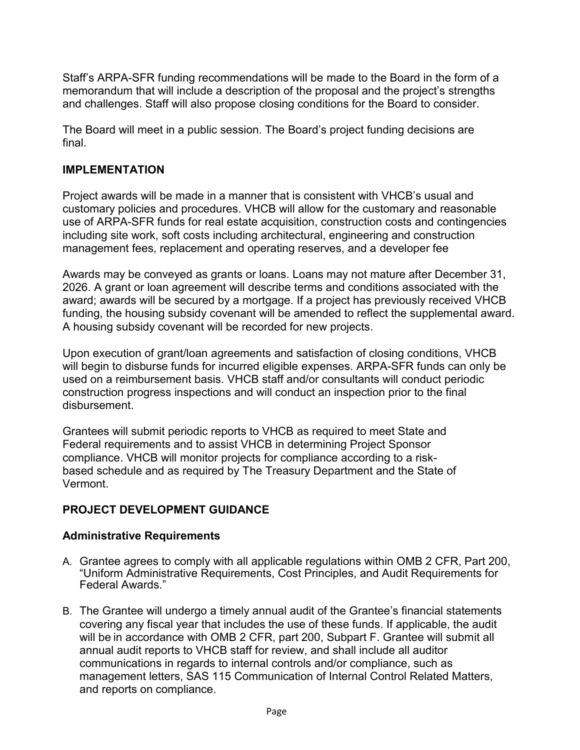Staff's ARPA-SFR funding recommendations will be made to the Board in the form of a memorandum that will include a description of the proposal and the project's strengths and challenges. Staff will also propose closing conditions for the Board to consider.

The Board will meet in a public session. The Board's project funding decisions are final.

## IMPLEMENTATION

Project awards will be made in a manner that is consistent with VHCB's usual and customary policies and procedures. VHCB will allow for the customary and reasonable use of ARPA-SFR funds for real estate acquisition, construction costs and contingencies including site work, soft costs including architectural, engineering and construction management fees, replacement and operating reserves, and a developer fee

Awards may be conveyed as grants or loans. Loans may not mature after December 31, 2026. A grant or loan agreement will describe terms and conditions associated with the award; awards will be secured by a mortgage. If a project has previously received VHCB funding, the housing subsidy covenant will be amended to reflect the supplemental award. A housing subsidy covenant will be recorded for new projects.

Upon execution of grant/loan agreements and satisfaction of closing conditions, VHCB will begin to disburse funds for incurred eligible expenses. ARPA-SFR funds can only be used on a reimbursement basis. VHCB staff and/or consultants will conduct periodic construction progress inspections and will conduct an inspection prior to the final disbursement.

Grantees will submit periodic reports to VHCB as required to meet State and Federal requirements and to assist VHCB in determining Project Sponsor compliance. VHCB will monitor projects for compliance according to a risk-based schedule and as required by The Treasury Department and the State of Vermont.

## PROJECT DEVELOPMENT GUIDANCE

### Administrative Requirements

A. Grantee agrees to comply with all applicable regulations within OMB 2 CFR, Part 200, "Uniform Administrative Requirements, Cost Principles, and Audit Requirements for Federal Awards."

B. The Grantee will undergo a timely annual audit of the Grantee's financial statements covering any fiscal year that includes the use of these funds. If applicable, the audit will be in accordance with OMB 2 CFR, part 200, Subpart F. Grantee will submit all annual audit reports to VHCB staff for review, and shall include all auditor communications in regards to internal controls and/or compliance, such as management letters, SAS 115 Communication of Internal Control Related Matters, and reports on compliance.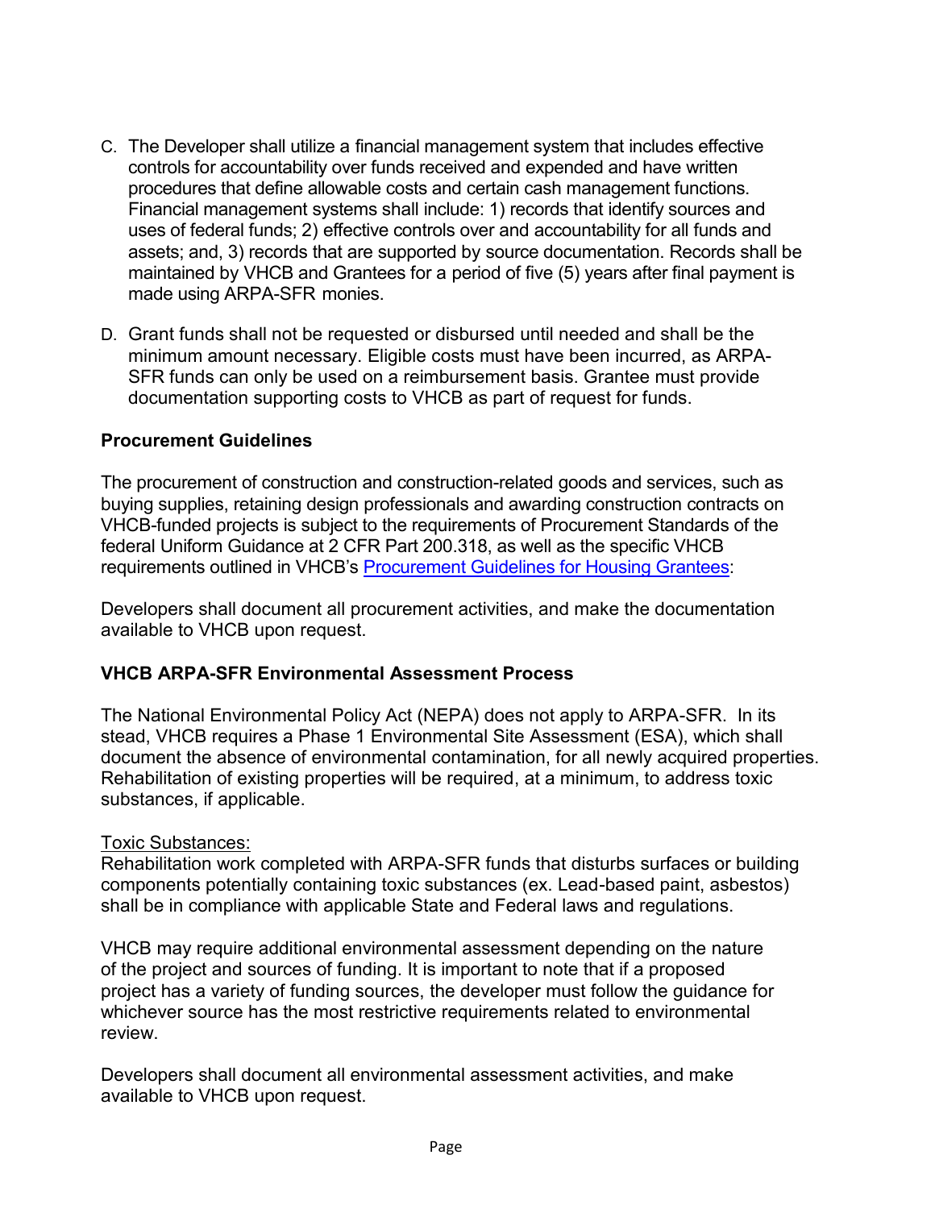C. The Developer shall utilize a financial management system that includes effective controls for accountability over funds received and expended and have written procedures that define allowable costs and certain cash management functions. Financial management systems shall include: 1) records that identify sources and uses of federal funds; 2) effective controls over and accountability for all funds and assets; and, 3) records that are supported by source documentation. Records shall be maintained by VHCB and Grantees for a period of five (5) years after final payment is made using ARPA-SFR monies.

D. Grant funds shall not be requested or disbursed until needed and shall be the minimum amount necessary. Eligible costs must have been incurred, as ARPA-SFR funds can only be used on a reimbursement basis. Grantee must provide documentation supporting costs to VHCB as part of request for funds.

**Procurement Guidelines**

The procurement of construction and construction-related goods and services, such as buying supplies, retaining design professionals and awarding construction contracts on VHCB-funded projects is subject to the requirements of Procurement Standards of the federal Uniform Guidance at 2 CFR Part 200.318, as well as the specific VHCB requirements outlined in VHCB's Procurement Guidelines for Housing Grantees:

Developers shall document all procurement activities, and make the documentation available to VHCB upon request.

**VHCB ARPA-SFR Environmental Assessment Process**

The National Environmental Policy Act (NEPA) does not apply to ARPA-SFR. In its stead, VHCB requires a Phase 1 Environmental Site Assessment (ESA), which shall document the absence of environmental contamination, for all newly acquired properties. Rehabilitation of existing properties will be required, at a minimum, to address toxic substances, if applicable.

Toxic Substances:
Rehabilitation work completed with ARPA-SFR funds that disturbs surfaces or building components potentially containing toxic substances (ex. Lead-based paint, asbestos) shall be in compliance with applicable State and Federal laws and regulations.

VHCB may require additional environmental assessment depending on the nature of the project and sources of funding. It is important to note that if a proposed project has a variety of funding sources, the developer must follow the guidance for whichever source has the most restrictive requirements related to environmental review.

Developers shall document all environmental assessment activities, and make available to VHCB upon request.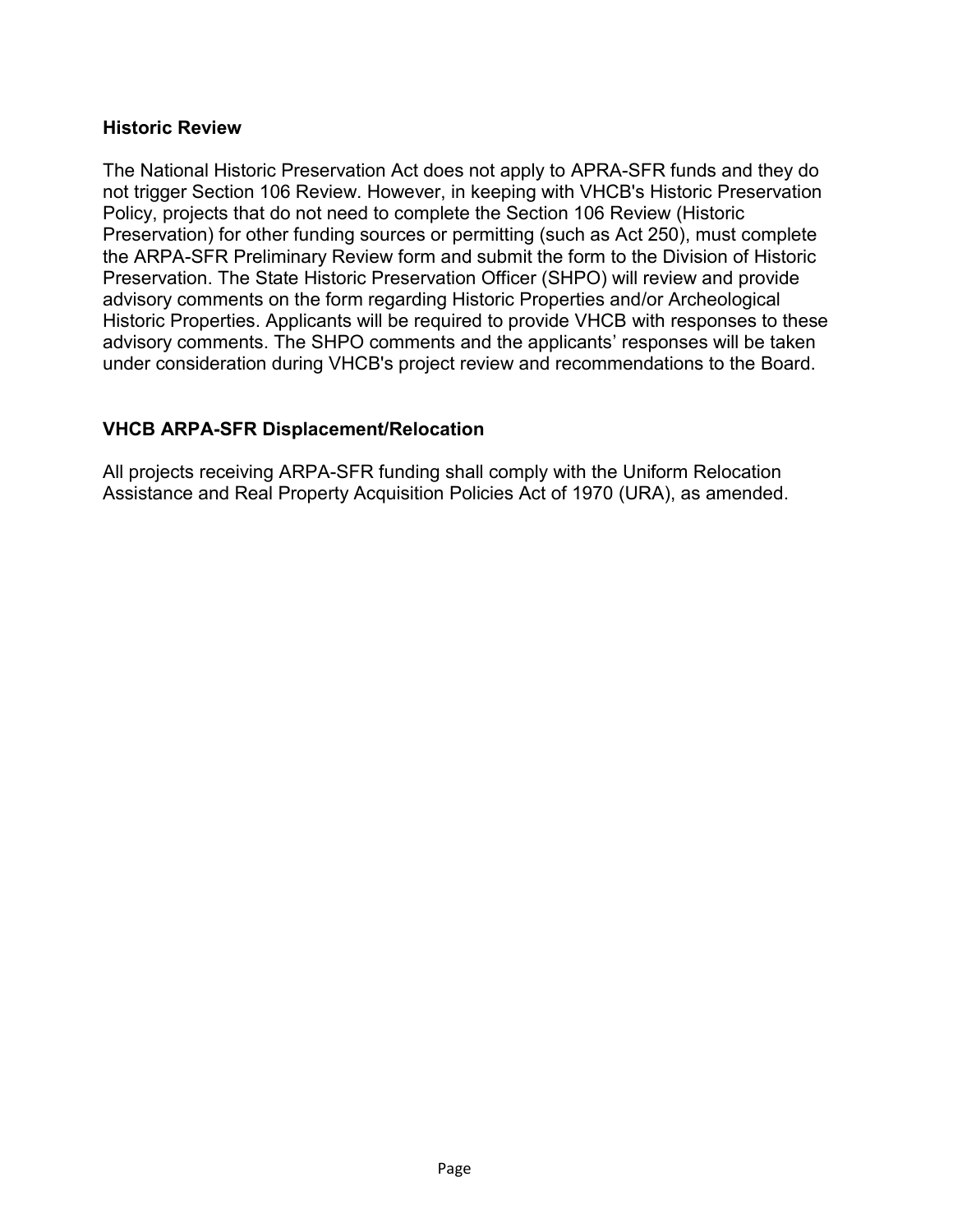**Historic Review**

The National Historic Preservation Act does not apply to APRA-SFR funds and they do not trigger Section 106 Review. However, in keeping with VHCB's Historic Preservation Policy, projects that do not need to complete the Section 106 Review (Historic Preservation) for other funding sources or permitting (such as Act 250), must complete the ARPA-SFR Preliminary Review form and submit the form to the Division of Historic Preservation. The State Historic Preservation Officer (SHPO) will review and provide advisory comments on the form regarding Historic Properties and/or Archeological Historic Properties. Applicants will be required to provide VHCB with responses to these advisory comments. The SHPO comments and the applicants' responses will be taken under consideration during VHCB's project review and recommendations to the Board.

**VHCB ARPA-SFR Displacement/Relocation**

All projects receiving ARPA-SFR funding shall comply with the Uniform Relocation Assistance and Real Property Acquisition Policies Act of 1970 (URA), as amended.